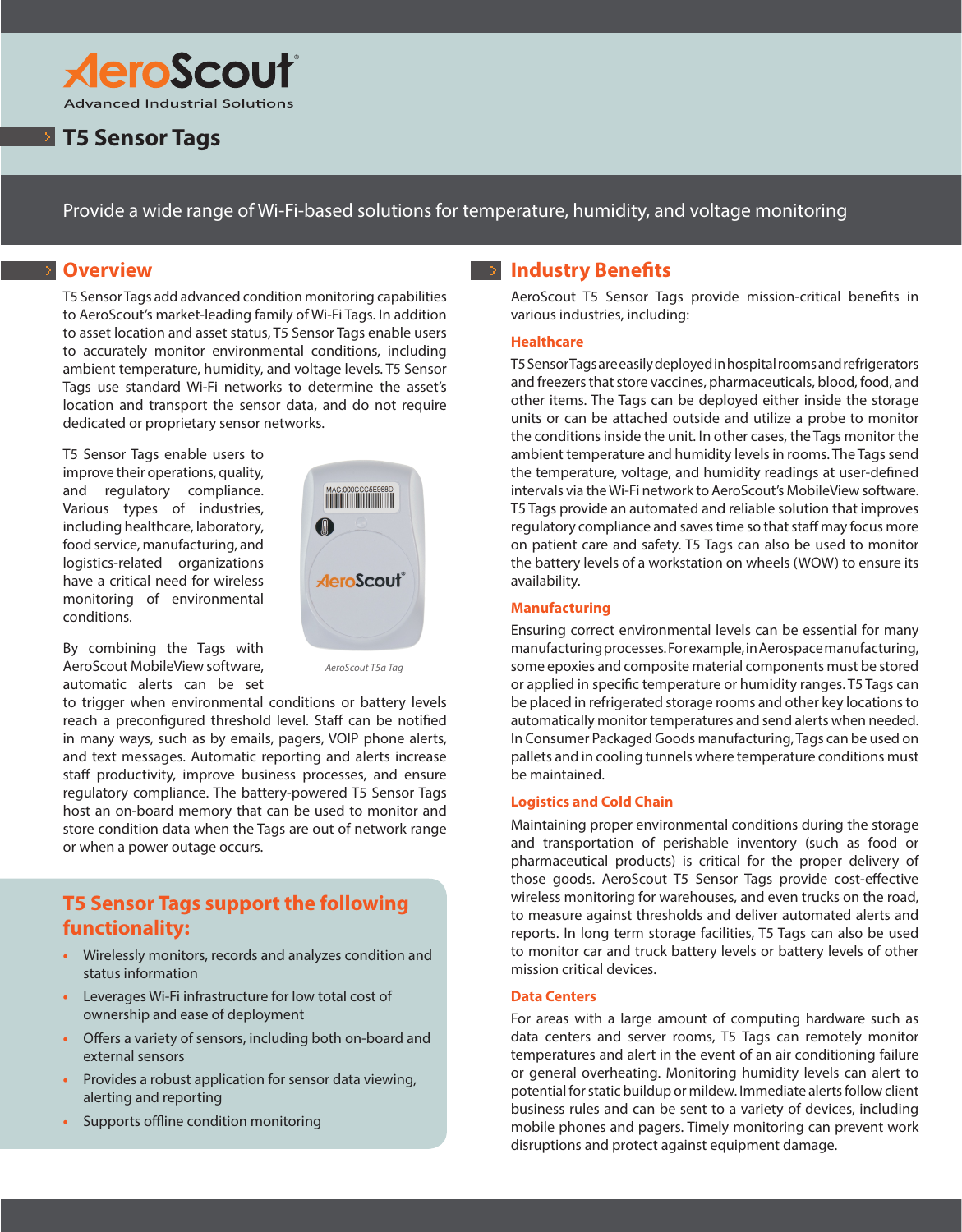AeroScout

Advanced Industrial Solutions

# T5 Sensor Tags

Provide a wide range of Wi-Fi-based solutions for temperature, humidity, and voltage monitoring

## Overview

T5 Sensor Tags add advanced condition monitoring capabilities to AeroScout's market-leading family of Wi-Fi Tags. In addition to asset location and asset status, T5 Sensor Tags enable users to accurately monitor environmental conditions, including ambient temperature, humidity, and voltage levels. T5 Sensor Tags use standard Wi-Fi networks to determine the asset's location and transport the sensor data, and do not require dedicated or proprietary sensor networks.

T5 Sensor Tags enable users to improve their operations, quality, and regulatory compliance. Various types of industries, including healthcare, laboratory, food service, manufacturing, and logistics-related organizations have a critical need for wireless monitoring of environmental conditions.

*AeroScout T5a Tag*

By combining the Tags with AeroScout MobileView software, automatic alerts can be set to trigger when environmental conditions or battery levels reach a preconfigured threshold level. Staff can be notified in many ways, such as by emails, pagers, VOIP phone alerts, and text messages. Automatic reporting and alerts increase staff productivity, improve business processes, and ensure regulatory compliance. The battery-powered T5 Sensor Tags host an on-board memory that can be used to monitor and store condition data when the Tags are out of network range or when a power outage occurs.

### T5 Sensor Tags support the following functionality:

- Wirelessly monitors, records and analyzes condition and status information
- Leverages Wi-Fi infrastructure for low total cost of ownership and ease of deployment
- Offers a variety of sensors, including both on-board and external sensors
- Provides a robust application for sensor data viewing, alerting and reporting
- Supports offline condition monitoring

## Industry Benefits

AeroScout T5 Sensor Tags provide mission-critical benefits in various industries, including:

### Healthcare

T5 Sensor Tags are easily deployed in hospital rooms and refrigerators and freezers that store vaccines, pharmaceuticals, blood, food, and other items. The Tags can be deployed either inside the storage units or can be attached outside and utilize a probe to monitor the conditions inside the unit. In other cases, the Tags monitor the ambient temperature and humidity levels in rooms. The Tags send the temperature, voltage, and humidity readings at user-defined intervals via the Wi-Fi network to AeroScout's MobileView software. T5 Tags provide an automated and reliable solution that improves regulatory compliance and saves time so that staff may focus more on patient care and safety. T5 Tags can also be used to monitor the battery levels of a workstation on wheels (WOW) to ensure its availability.

### Manufacturing

Ensuring correct environmental levels can be essential for many manufacturing processes. For example, in Aerospace manufacturing, some epoxies and composite material components must be stored or applied in specific temperature or humidity ranges. T5 Tags can be placed in refrigerated storage rooms and other key locations to automatically monitor temperatures and send alerts when needed. In Consumer Packaged Goods manufacturing, Tags can be used on pallets and in cooling tunnels where temperature conditions must be maintained.

### Logistics and Cold Chain

Maintaining proper environmental conditions during the storage and transportation of perishable inventory (such as food or pharmaceutical products) is critical for the proper delivery of those goods. AeroScout T5 Sensor Tags provide cost-effective wireless monitoring for warehouses, and even trucks on the road, to measure against thresholds and deliver automated alerts and reports. In long term storage facilities, T5 Tags can also be used to monitor car and truck battery levels or battery levels of other mission critical devices.

### Data Centers

For areas with a large amount of computing hardware such as data centers and server rooms, T5 Tags can remotely monitor temperatures and alert in the event of an air conditioning failure or general overheating. Monitoring humidity levels can alert to potential for static buildup or mildew. Immediate alerts follow client business rules and can be sent to a variety of devices, including mobile phones and pagers. Timely monitoring can prevent work disruptions and protect against equipment damage.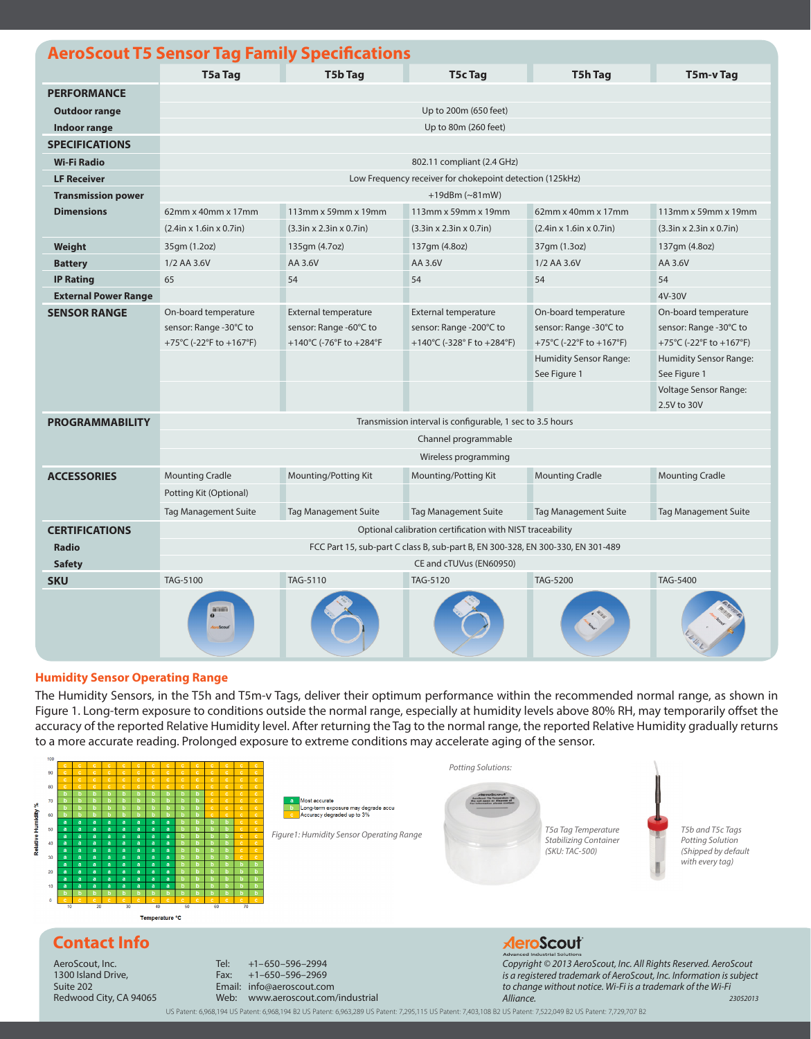## AeroScout T5 Sensor Tag Family Specifications

| | T5a Tag | T5b Tag | T5c Tag | T5h Tag | T5m-v Tag |
|---|---|---|---|---|---|
| **PERFORMANCE** | | | | | |
| **Outdoor range** | Up to 200m (650 feet) | | | | |
| **Indoor range** | Up to 80m (260 feet) | | | | |
| **SPECIFICATIONS** | | | | | |
| **Wi-Fi Radio** | 802.11 compliant (2.4 GHz) | | | | |
| **LF Receiver** | Low Frequency receiver for chokepoint detection (125kHz) | | | | |
| **Transmission power** | +19dBm (~81mW) | | | | |
| **Dimensions** | 62mm x 40mm x 17mm (2.4in x 1.6in x 0.7in) | 113mm x 59mm x 19mm (3.3in x 2.3in x 0.7in) | 113mm x 59mm x 19mm (3.3in x 2.3in x 0.7in) | 62mm x 40mm x 17mm (2.4in x 1.6in x 0.7in) | 113mm x 59mm x 19mm (3.3in x 2.3in x 0.7in) |
| **Weight** | 35gm (1.2oz) | 135gm (4.7oz) | 137gm (4.8oz) | 37gm (1.3oz) | 137gm (4.8oz) |
| **Battery** | 1/2 AA 3.6V | AA 3.6V | AA 3.6V | 1/2 AA 3.6V | AA 3.6V |
| **IP Rating** | 65 | 54 | 54 | 54 | 54 |
| **External Power Range** | | | | | 4V-30V |
| **SENSOR RANGE** | On-board temperature sensor: Range -30°C to +75°C (-22°F to +167°F) | External temperature sensor: Range -60°C to +140°C (-76°F to +284°F | External temperature sensor: Range -200°C to +140°C (-328° F to +284°F) | On-board temperature sensor: Range -30°C to +75°C (-22°F to +167°F) Humidity Sensor Range: See Figure 1 | On-board temperature sensor: Range -30°C to +75°C (-22°F to +167°F) Humidity Sensor Range: See Figure 1 Voltage Sensor Range: 2.5V to 30V |
| **PROGRAMMABILITY** | Transmission interval is configurable, 1 sec to 3.5 hours | | | | |
| | Channel programmable | | | | |
| | Wireless programming | | | | |
| **ACCESSORIES** | Mounting Cradle Potting Kit (Optional) Tag Management Suite | Mounting/Potting Kit Tag Management Suite | Mounting/Potting Kit Tag Management Suite | Mounting Cradle Tag Management Suite | Mounting Cradle Tag Management Suite |
| **CERTIFICATIONS** | Optional calibration certification with NIST traceability | | | | |
| **Radio** | FCC Part 15, sub-part C class B, sub-part B, EN 300-328, EN 300-330, EN 301-489 | | | | |
| **Safety** | CE and cTUVus (EN60950) | | | | |
| **SKU** | TAG-5100 | TAG-5110 | TAG-5120 | TAG-5200 | TAG-5400 |

### Humidity Sensor Operating Range

The Humidity Sensors, in the T5h and T5m-v Tags, deliver their optimum performance within the recommended normal range, as shown in Figure 1. Long-term exposure to conditions outside the normal range, especially at humidity levels above 80% RH, may temporarily offset the accuracy of the reported Relative Humidity level. After returning the Tag to the normal range, the reported Relative Humidity gradually returns to a more accurate reading. Prolonged exposure to extreme conditions may accelerate aging of the sensor.

Relative Humidity %
100
90
80
70
60
50
40
30
20
10
0
10
20
30
40
50
60
70
Temperature °C

a Most accurate
b Long-term exposure may degrade accu
c Accuracy degraded up to 3%

*Figure1: Humidity Sensor Operating Range*

*Potting Solutions:*

*T5a Tag Temperature Stabilizing Container (SKU: TAC-500)*

*T5b and T5c Tags Potting Solution (Shipped by default with every tag)*

## Contact Info

AeroScout, Inc.
1300 Island Drive,
Suite 202
Redwood City, CA 94065

Tel: +1–650–596–2994
Fax: +1–650–596–2969
Email: info@aeroscout.com
Web: www.aeroscout.com/industrial

AeroScout
Advanced Industrial Solutions

*Copyright © 2013 AeroScout, Inc. All Rights Reserved. AeroScout is a registered trademark of AeroScout, Inc. Information is subject to change without notice. Wi-Fi is a trademark of the Wi-Fi Alliance.*

*23052013*

US Patent: 6,968,194 US Patent: 6,968,194 B2 US Patent: 6,963,289 US Patent: 7,295,115 US Patent: 7,403,108 B2 US Patent: 7,522,049 B2 US Patent: 7,729,707 B2